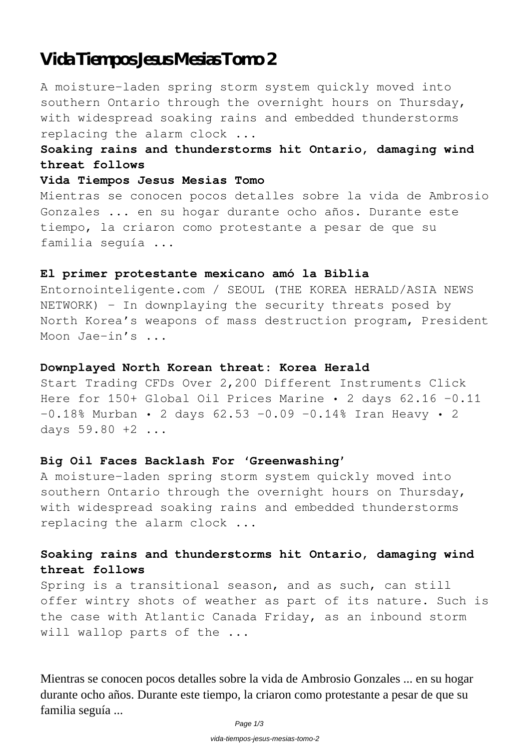# Vida Tiempos Jesus Mesias Tomo 2

A moisture-laden spring storm system quickly moved into southern Ontario through the overnight hours on Thursday, with widespread soaking rains and embedded thunderstorms replacing the alarm clock ...

**Soaking rains and thunderstorms hit Ontario, damaging wind threat follows**

**Vida Tiempos Jesus Mesias Tomo**

Mientras se conocen pocos detalles sobre la vida de Ambrosio Gonzales ... en su hogar durante ocho años. Durante este tiempo, la criaron como protestante a pesar de que su familia seguía ...

**El primer protestante mexicano amó la Biblia**

Entornointeligente.com / SEOUL (THE KOREA HERALD/ASIA NEWS NETWORK) – In downplaying the security threats posed by North Korea's weapons of mass destruction program, President Moon Jae-in's ...

**Downplayed North Korean threat: Korea Herald**

Start Trading CFDs Over 2,200 Different Instruments Click Here for 150+ Global Oil Prices Marine • 2 days 62.16 -0.11 -0.18% Murban • 2 days 62.53 -0.09 -0.14% Iran Heavy • 2 days 59.80 +2 ...

**Big Oil Faces Backlash For 'Greenwashing'**

A moisture-laden spring storm system quickly moved into southern Ontario through the overnight hours on Thursday, with widespread soaking rains and embedded thunderstorms replacing the alarm clock ...

**Soaking rains and thunderstorms hit Ontario, damaging wind threat follows**

Spring is a transitional season, and as such, can still offer wintry shots of weather as part of its nature. Such is the case with Atlantic Canada Friday, as an inbound storm will wallop parts of the ...

Mientras se conocen pocos detalles sobre la vida de Ambrosio Gonzales ... en su hogar durante ocho años. Durante este tiempo, la criaron como protestante a pesar de que su familia seguía ...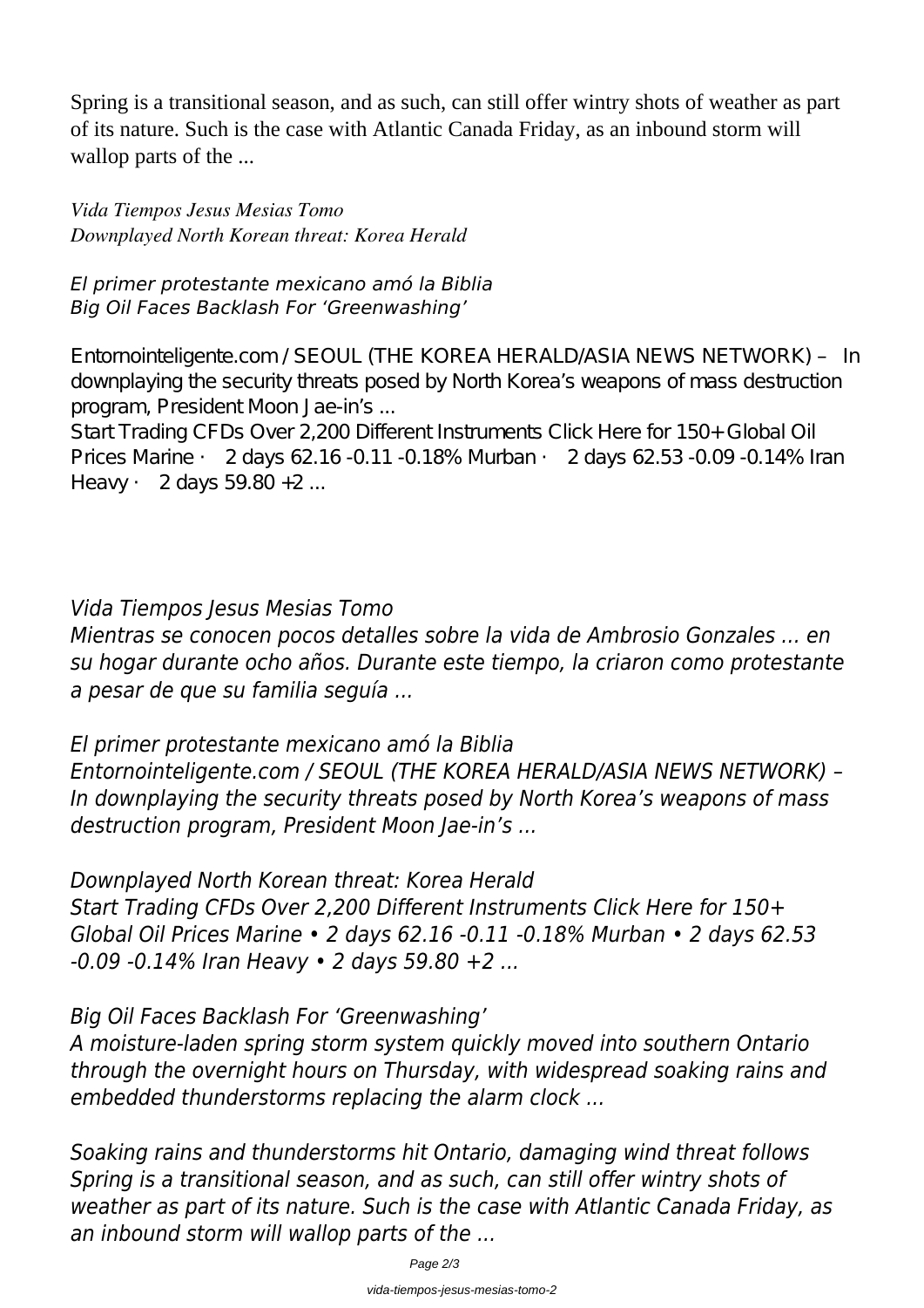Spring is a transitional season, and as such, can still offer wintry shots of weather as part of its nature. Such is the case with Atlantic Canada Friday, as an inbound storm will wallop parts of the ...

*Vida Tiempos Jesus Mesias Tomo*
*Downplayed North Korean threat: Korea Herald*

*El primer protestante mexicano amó la Biblia*
*Big Oil Faces Backlash For 'Greenwashing'*

Entornointeligente.com / SEOUL (THE KOREA HERALD/ASIA NEWS NETWORK) – In downplaying the security threats posed by North Korea's weapons of mass destruction program, President Moon Jae-in's ...
Start Trading CFDs Over 2,200 Different Instruments Click Here for 150+ Global Oil Prices Marine · 2 days 62.16 -0.11 -0.18% Murban · 2 days 62.53 -0.09 -0.14% Iran Heavy · 2 days 59.80 +2 ...

*Vida Tiempos Jesus Mesias Tomo*
*Mientras se conocen pocos detalles sobre la vida de Ambrosio Gonzales ... en su hogar durante ocho años. Durante este tiempo, la criaron como protestante a pesar de que su familia seguía ...*

*El primer protestante mexicano amó la Biblia*
*Entornointeligente.com / SEOUL (THE KOREA HERALD/ASIA NEWS NETWORK) – In downplaying the security threats posed by North Korea's weapons of mass destruction program, President Moon Jae-in's ...*

*Downplayed North Korean threat: Korea Herald*
*Start Trading CFDs Over 2,200 Different Instruments Click Here for 150+ Global Oil Prices Marine • 2 days 62.16 -0.11 -0.18% Murban • 2 days 62.53 -0.09 -0.14% Iran Heavy • 2 days 59.80 +2 ...*

*Big Oil Faces Backlash For 'Greenwashing'*
*A moisture-laden spring storm system quickly moved into southern Ontario through the overnight hours on Thursday, with widespread soaking rains and embedded thunderstorms replacing the alarm clock ...*

*Soaking rains and thunderstorms hit Ontario, damaging wind threat follows*
*Spring is a transitional season, and as such, can still offer wintry shots of weather as part of its nature. Such is the case with Atlantic Canada Friday, as an inbound storm will wallop parts of the ...*